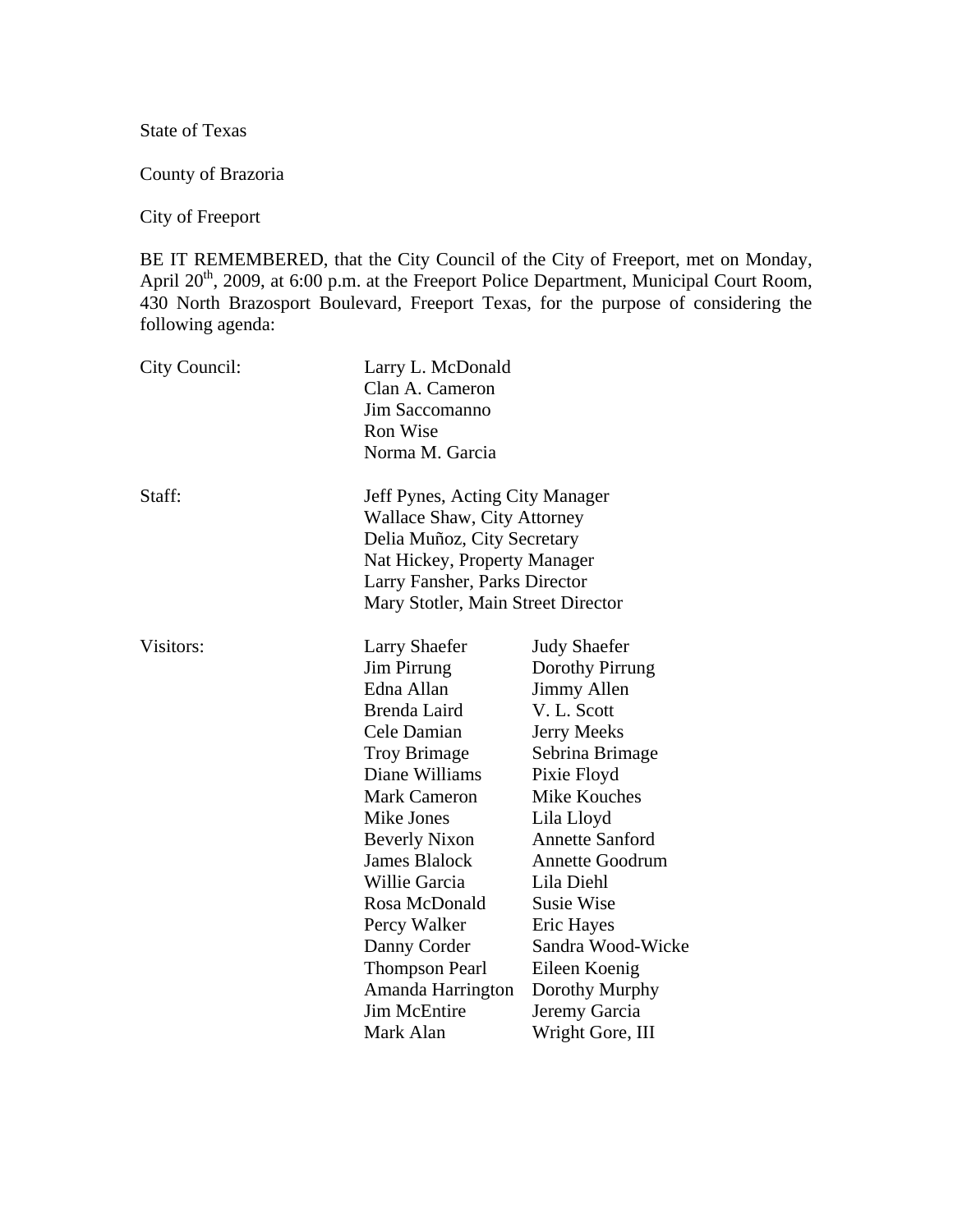State of Texas

County of Brazoria

City of Freeport

BE IT REMEMBERED, that the City Council of the City of Freeport, met on Monday, April 20th, 2009, at 6:00 p.m. at the Freeport Police Department, Municipal Court Room, 430 North Brazosport Boulevard, Freeport Texas, for the purpose of considering the following agenda:

City Council:

Larry L. McDonald
Clan A. Cameron
Jim Saccomanno
Ron Wise
Norma M. Garcia

Staff:

Jeff Pynes, Acting City Manager
Wallace Shaw, City Attorney
Delia Muñoz, City Secretary
Nat Hickey, Property Manager
Larry Fansher, Parks Director
Mary Stotler, Main Street Director

Visitors:

| | |
|---|---|
| Larry Shaefer | Judy Shaefer |
| Jim Pirrung | Dorothy Pirrung |
| Edna Allan | Jimmy Allen |
| Brenda Laird | V. L. Scott |
| Cele Damian | Jerry Meeks |
| Troy Brimage | Sebrina Brimage |
| Diane Williams | Pixie Floyd |
| Mark Cameron | Mike Kouches |
| Mike Jones | Lila Lloyd |
| Beverly Nixon | Annette Sanford |
| James Blalock | Annette Goodrum |
| Willie Garcia | Lila Diehl |
| Rosa McDonald | Susie Wise |
| Percy Walker | Eric Hayes |
| Danny Corder | Sandra Wood-Wicke |
| Thompson Pearl | Eileen Koenig |
| Amanda Harrington | Dorothy Murphy |
| Jim McEntire | Jeremy Garcia |
| Mark Alan | Wright Gore, III |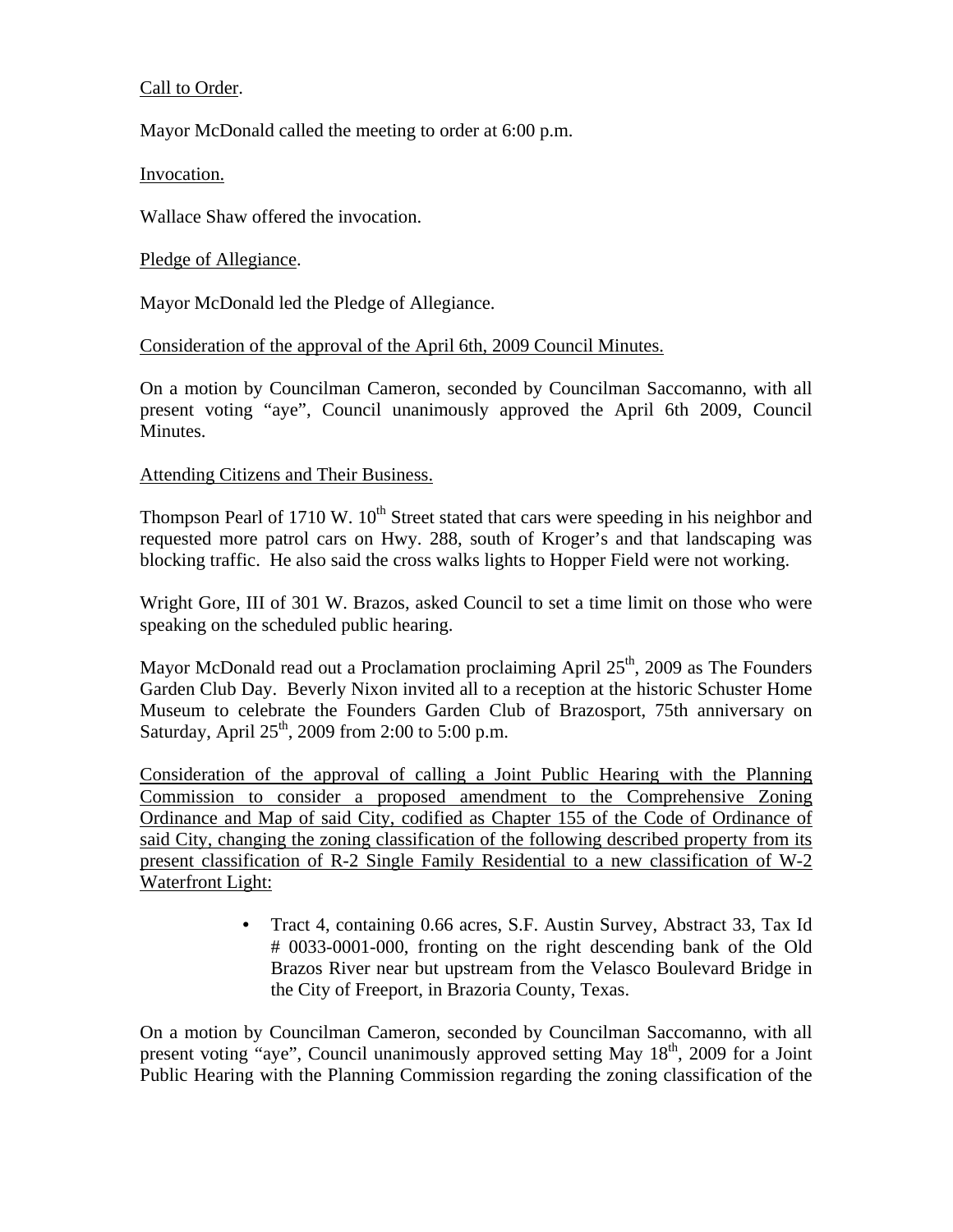Call to Order.

Mayor McDonald called the meeting to order at 6:00 p.m.

Invocation.

Wallace Shaw offered the invocation.

Pledge of Allegiance.

Mayor McDonald led the Pledge of Allegiance.

Consideration of the approval of the April 6th, 2009 Council Minutes.

On a motion by Councilman Cameron, seconded by Councilman Saccomanno, with all present voting "aye", Council unanimously approved the April 6th 2009, Council Minutes.

Attending Citizens and Their Business.

Thompson Pearl of 1710 W. 10th Street stated that cars were speeding in his neighbor and requested more patrol cars on Hwy. 288, south of Kroger's and that landscaping was blocking traffic. He also said the cross walks lights to Hopper Field were not working.

Wright Gore, III of 301 W. Brazos, asked Council to set a time limit on those who were speaking on the scheduled public hearing.

Mayor McDonald read out a Proclamation proclaiming April 25th, 2009 as The Founders Garden Club Day. Beverly Nixon invited all to a reception at the historic Schuster Home Museum to celebrate the Founders Garden Club of Brazosport, 75th anniversary on Saturday, April 25th, 2009 from 2:00 to 5:00 p.m.

Consideration of the approval of calling a Joint Public Hearing with the Planning Commission to consider a proposed amendment to the Comprehensive Zoning Ordinance and Map of said City, codified as Chapter 155 of the Code of Ordinance of said City, changing the zoning classification of the following described property from its present classification of R-2 Single Family Residential to a new classification of W-2 Waterfront Light:

- Tract 4, containing 0.66 acres, S.F. Austin Survey, Abstract 33, Tax Id # 0033-0001-000, fronting on the right descending bank of the Old Brazos River near but upstream from the Velasco Boulevard Bridge in the City of Freeport, in Brazoria County, Texas.

On a motion by Councilman Cameron, seconded by Councilman Saccomanno, with all present voting "aye", Council unanimously approved setting May 18th, 2009 for a Joint Public Hearing with the Planning Commission regarding the zoning classification of the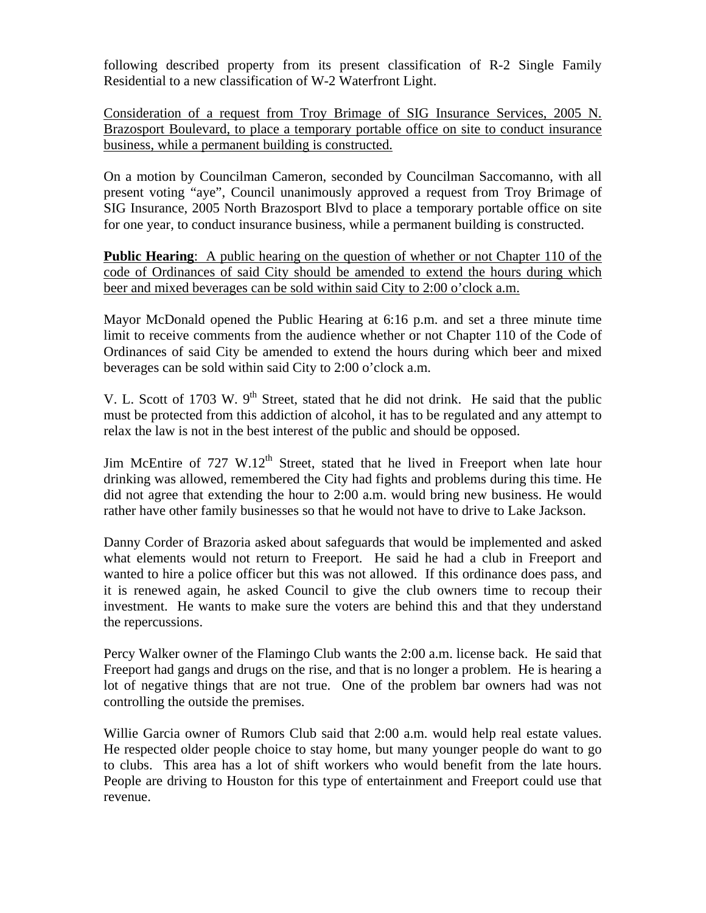following described property from its present classification of R-2 Single Family Residential to a new classification of W-2 Waterfront Light.

Consideration of a request from Troy Brimage of SIG Insurance Services, 2005 N. Brazosport Boulevard, to place a temporary portable office on site to conduct insurance business, while a permanent building is constructed.

On a motion by Councilman Cameron, seconded by Councilman Saccomanno, with all present voting "aye", Council unanimously approved a request from Troy Brimage of SIG Insurance, 2005 North Brazosport Blvd to place a temporary portable office on site for one year, to conduct insurance business, while a permanent building is constructed.

**Public Hearing**: A public hearing on the question of whether or not Chapter 110 of the code of Ordinances of said City should be amended to extend the hours during which beer and mixed beverages can be sold within said City to 2:00 o'clock a.m.

Mayor McDonald opened the Public Hearing at 6:16 p.m. and set a three minute time limit to receive comments from the audience whether or not Chapter 110 of the Code of Ordinances of said City be amended to extend the hours during which beer and mixed beverages can be sold within said City to 2:00 o'clock a.m.

V. L. Scott of 1703 W. 9th Street, stated that he did not drink. He said that the public must be protected from this addiction of alcohol, it has to be regulated and any attempt to relax the law is not in the best interest of the public and should be opposed.

Jim McEntire of 727 W.12th Street, stated that he lived in Freeport when late hour drinking was allowed, remembered the City had fights and problems during this time. He did not agree that extending the hour to 2:00 a.m. would bring new business. He would rather have other family businesses so that he would not have to drive to Lake Jackson.

Danny Corder of Brazoria asked about safeguards that would be implemented and asked what elements would not return to Freeport. He said he had a club in Freeport and wanted to hire a police officer but this was not allowed. If this ordinance does pass, and it is renewed again, he asked Council to give the club owners time to recoup their investment. He wants to make sure the voters are behind this and that they understand the repercussions.

Percy Walker owner of the Flamingo Club wants the 2:00 a.m. license back. He said that Freeport had gangs and drugs on the rise, and that is no longer a problem. He is hearing a lot of negative things that are not true. One of the problem bar owners had was not controlling the outside the premises.

Willie Garcia owner of Rumors Club said that 2:00 a.m. would help real estate values. He respected older people choice to stay home, but many younger people do want to go to clubs. This area has a lot of shift workers who would benefit from the late hours. People are driving to Houston for this type of entertainment and Freeport could use that revenue.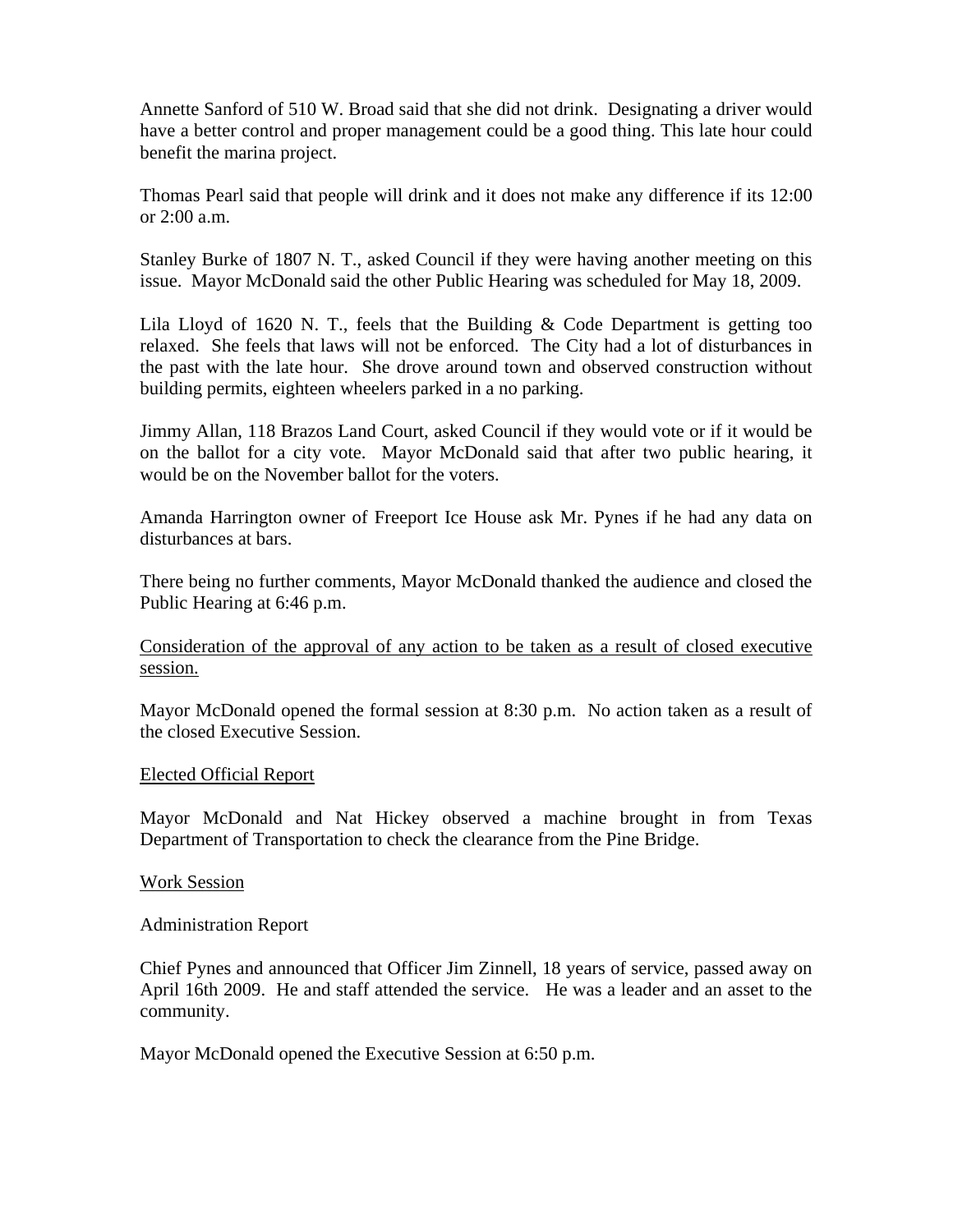Annette Sanford of 510 W. Broad said that she did not drink. Designating a driver would have a better control and proper management could be a good thing. This late hour could benefit the marina project.

Thomas Pearl said that people will drink and it does not make any difference if its 12:00 or 2:00 a.m.

Stanley Burke of 1807 N. T., asked Council if they were having another meeting on this issue. Mayor McDonald said the other Public Hearing was scheduled for May 18, 2009.

Lila Lloyd of 1620 N. T., feels that the Building & Code Department is getting too relaxed. She feels that laws will not be enforced. The City had a lot of disturbances in the past with the late hour. She drove around town and observed construction without building permits, eighteen wheelers parked in a no parking.

Jimmy Allan, 118 Brazos Land Court, asked Council if they would vote or if it would be on the ballot for a city vote. Mayor McDonald said that after two public hearing, it would be on the November ballot for the voters.

Amanda Harrington owner of Freeport Ice House ask Mr. Pynes if he had any data on disturbances at bars.

There being no further comments, Mayor McDonald thanked the audience and closed the Public Hearing at 6:46 p.m.

<u>Consideration of the approval of any action to be taken as a result of closed executive session.</u>

Mayor McDonald opened the formal session at 8:30 p.m. No action taken as a result of the closed Executive Session.

<u>Elected Official Report</u>

Mayor McDonald and Nat Hickey observed a machine brought in from Texas Department of Transportation to check the clearance from the Pine Bridge.

<u>Work Session</u>

Administration Report

Chief Pynes and announced that Officer Jim Zinnell, 18 years of service, passed away on April 16th 2009. He and staff attended the service. He was a leader and an asset to the community.

Mayor McDonald opened the Executive Session at 6:50 p.m.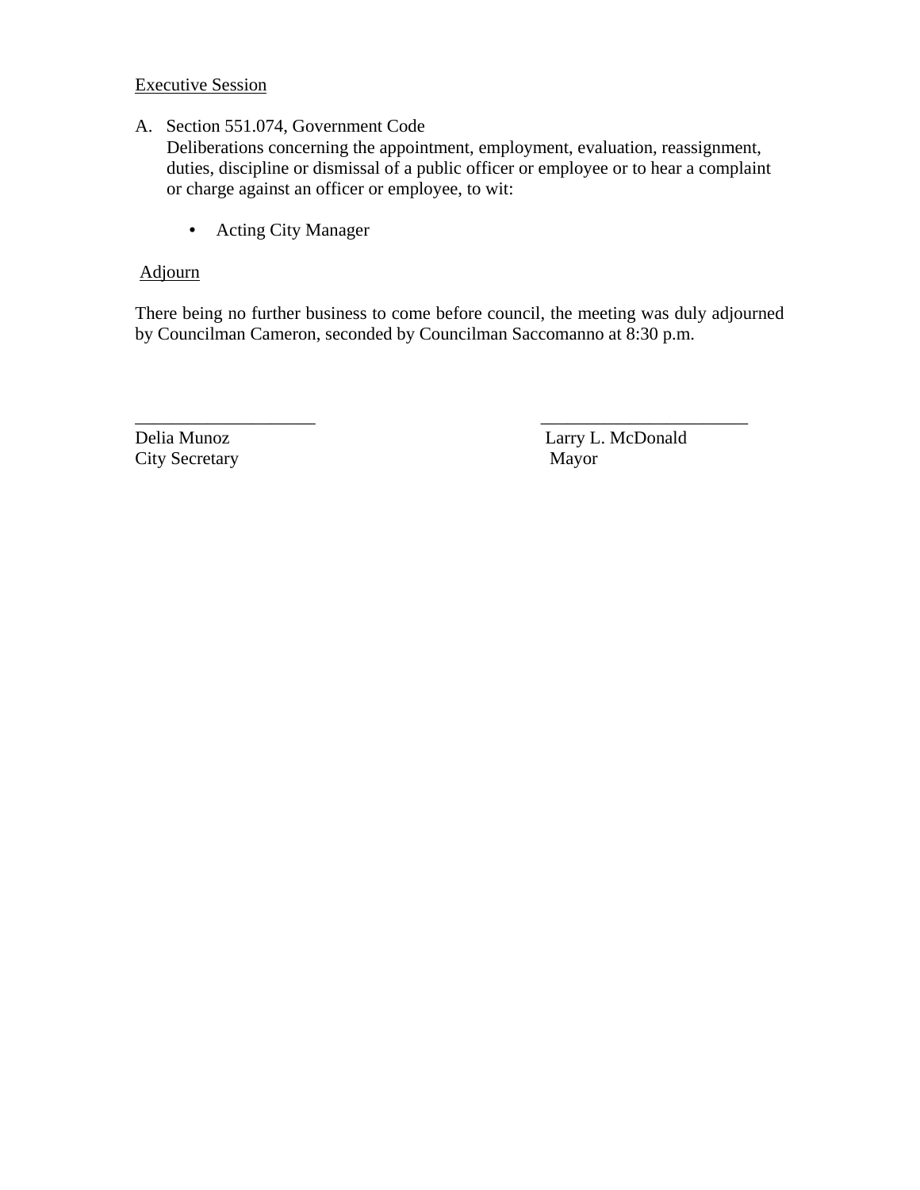Executive Session

A. Section 551.074, Government Code
   Deliberations concerning the appointment, employment, evaluation, reassignment, duties, discipline or dismissal of a public officer or employee or to hear a complaint or charge against an officer or employee, to wit:

   - Acting City Manager

Adjourn

There being no further business to come before council, the meeting was duly adjourned by Councilman Cameron, seconded by Councilman Saccomanno at 8:30 p.m.

____________________
Delia Munoz
City Secretary

______________________
Larry L. McDonald
Mayor